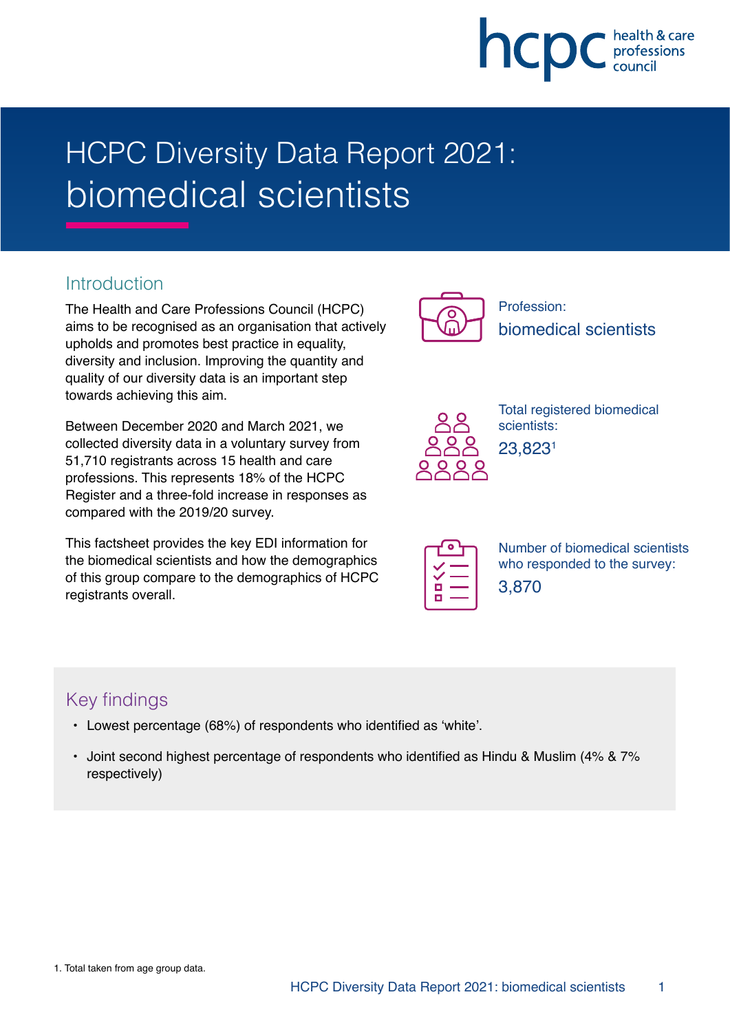# HCPC Diversity Data Report 2021: biomedical scientists

## Introduction

The Health and Care Professions Council (HCPC) aims to be recognised as an organisation that actively upholds and promotes best practice in equality, diversity and inclusion. Improving the quantity and quality of our diversity data is an important step towards achieving this aim.

Between December 2020 and March 2021, we collected diversity data in a voluntary survey from 51,710 registrants across 15 health and care professions. This represents 18% of the HCPC Register and a three-fold increase in responses as compared with the 2019/20 survey.

This factsheet provides the key EDI information for the biomedical scientists and how the demographics of this group compare to the demographics of HCPC registrants overall.

Profession:
biomedical scientists

Total registered biomedical scientists:
23,823[1]

Number of biomedical scientists who responded to the survey:
3,870

## Key findings

- Lowest percentage (68%) of respondents who identified as 'white'.
- Joint second highest percentage of respondents who identified as Hindu & Muslim (4% & 7% respectively)

1. Total taken from age group data.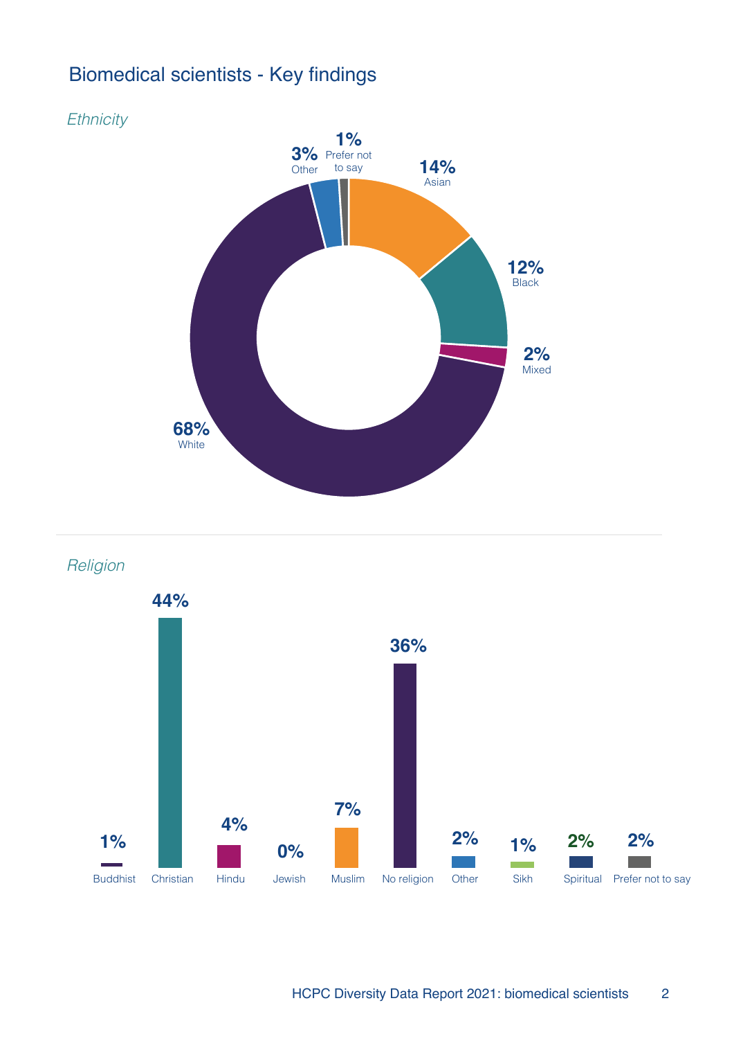# Biomedical scientists - Key findings

*Ethnicity*

| Ethnicity | % |
|---|---|
| Asian | 14% |
| Black | 12% |
| Mixed | 2% |
| White | 68% |
| Other | 3% |
| Prefer not to say | 1% |

*Religion*

| Religion | % |
|---|---|
| Buddhist | 1% |
| Christian | 44% |
| Hindu | 4% |
| Jewish | 0% |
| Muslim | 7% |
| No religion | 36% |
| Other | 2% |
| Sikh | 1% |
| Spiritual | 2% |
| Prefer not to say | 2% |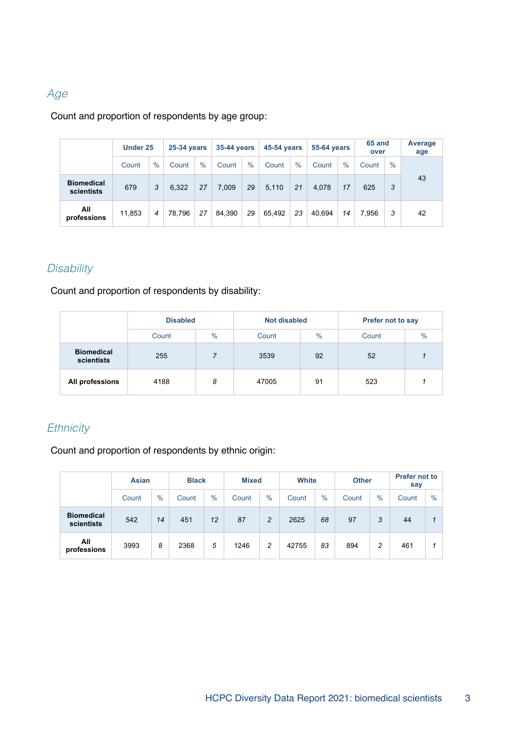## *Age*

Count and proportion of respondents by age group:

| | Under 25 | | 25-34 years | | 35-44 years | | 45-54 years | | 55-64 years | | 65 and over | | Average age |
|---|---|---|---|---|---|---|---|---|---|---|---|---|---|
| | Count | % | Count | % | Count | % | Count | % | Count | % | Count | % | |
| **Biomedical scientists** | 679 | *3* | 6,322 | *27* | 7,009 | *29* | 5,110 | *21* | 4,078 | *17* | 625 | *3* | 43 |
| **All professions** | 11,853 | *4* | 78,796 | *27* | 84,390 | *29* | 65,492 | *23* | 40,694 | *14* | 7,956 | *3* | 42 |

## *Disability*

Count and proportion of respondents by disability:

| | Disabled | | Not disabled | | Prefer not to say | |
|---|---|---|---|---|---|---|
| | Count | % | Count | % | Count | % |
| **Biomedical scientists** | 255 | *7* | 3539 | 92 | 52 | *1* |
| **All professions** | 4188 | *8* | 47005 | 91 | 523 | *1* |

## *Ethnicity*

Count and proportion of respondents by ethnic origin:

| | Asian | | Black | | Mixed | | White | | Other | | Prefer not to say | |
|---|---|---|---|---|---|---|---|---|---|---|---|---|
| | Count | % | Count | % | Count | % | Count | % | Count | % | Count | % |
| **Biomedical scientists** | 542 | *14* | 451 | *12* | 87 | *2* | 2625 | *68* | 97 | *3* | 44 | *1* |
| **All professions** | 3993 | *8* | 2368 | *5* | 1246 | *2* | 42755 | *83* | 894 | *2* | 461 | *1* |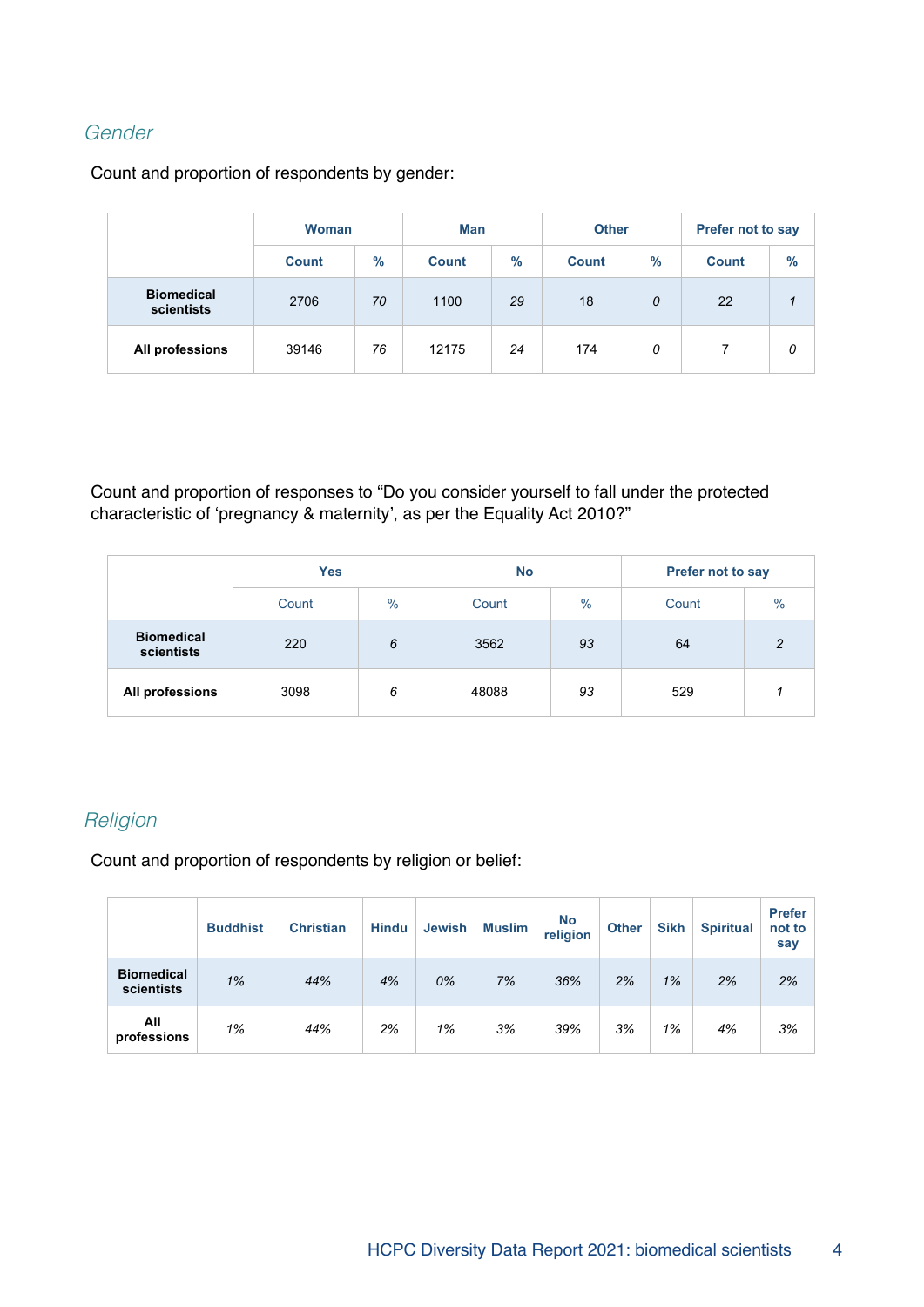## *Gender*

Count and proportion of respondents by gender:

| | Woman | | Man | | Other | | Prefer not to say | |
|---|---|---|---|---|---|---|---|---|
| | Count | % | Count | % | Count | % | Count | % |
| **Biomedical scientists** | 2706 | *70* | 1100 | *29* | 18 | *0* | 22 | *1* |
| **All professions** | 39146 | *76* | 12175 | *24* | 174 | *0* | 7 | *0* |

Count and proportion of responses to “Do you consider yourself to fall under the protected characteristic of ‘pregnancy & maternity’, as per the Equality Act 2010?”

| | Yes | | No | | Prefer not to say | |
|---|---|---|---|---|---|---|
| | Count | % | Count | % | Count | % |
| **Biomedical scientists** | 220 | *6* | 3562 | *93* | 64 | *2* |
| **All professions** | 3098 | *6* | 48088 | *93* | 529 | *1* |

## *Religion*

Count and proportion of respondents by religion or belief:

| | Buddhist | Christian | Hindu | Jewish | Muslim | No religion | Other | Sikh | Spiritual | Prefer not to say |
|---|---|---|---|---|---|---|---|---|---|---|
| **Biomedical scientists** | *1%* | *44%* | *4%* | *0%* | *7%* | *36%* | *2%* | *1%* | *2%* | *2%* |
| **All professions** | *1%* | *44%* | *2%* | *1%* | *3%* | *39%* | *3%* | *1%* | *4%* | *3%* |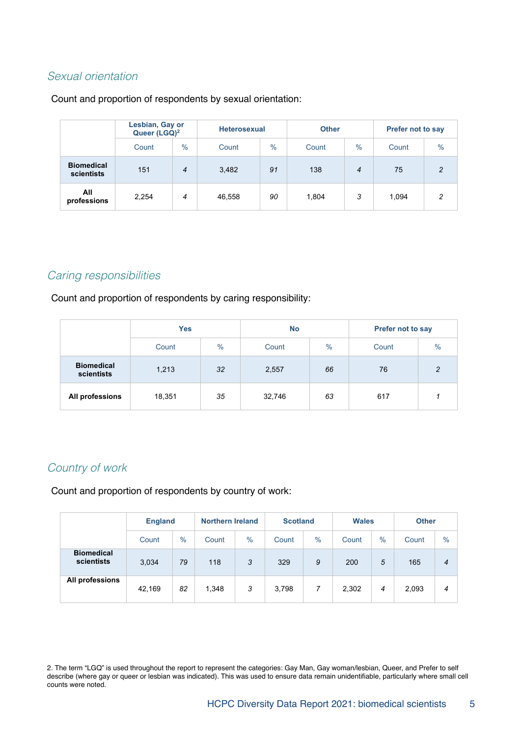### *Sexual orientation*

Count and proportion of respondents by sexual orientation:

| | Lesbian, Gay or Queer (LGQ)[2] | | Heterosexual | | Other | | Prefer not to say | |
|---|---|---|---|---|---|---|---|---|
| | Count | % | Count | % | Count | % | Count | % |
| **Biomedical scientists** | 151 | *4* | 3,482 | *91* | 138 | *4* | 75 | *2* |
| **All professions** | 2,254 | *4* | 46,558 | *90* | 1,804 | *3* | 1,094 | *2* |

### *Caring responsibilities*

Count and proportion of respondents by caring responsibility:

| | Yes | | No | | Prefer not to say | |
|---|---|---|---|---|---|---|
| | Count | % | Count | % | Count | % |
| **Biomedical scientists** | 1,213 | *32* | 2,557 | *66* | 76 | *2* |
| **All professions** | 18,351 | *35* | 32,746 | *63* | 617 | *1* |

### *Country of work*

Count and proportion of respondents by country of work:

| | England | | Northern Ireland | | Scotland | | Wales | | Other | |
|---|---|---|---|---|---|---|---|---|---|---|
| | Count | % | Count | % | Count | % | Count | % | Count | % |
| **Biomedical scientists** | 3,034 | *79* | 118 | *3* | 329 | *9* | 200 | *5* | 165 | *4* |
| **All professions** | 42,169 | *82* | 1,348 | *3* | 3,798 | *7* | 2,302 | *4* | 2,093 | *4* |

2. The term “LGQ” is used throughout the report to represent the categories: Gay Man, Gay woman/lesbian, Queer, and Prefer to self describe (where gay or queer or lesbian was indicated). This was used to ensure data remain unidentifiable, particularly where small cell counts were noted.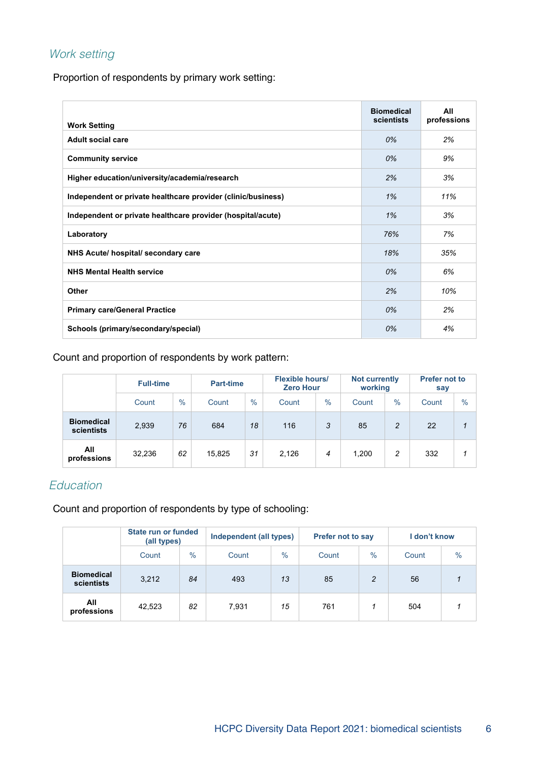## *Work setting*

Proportion of respondents by primary work setting:

| Work Setting | Biomedical scientists | All professions |
|---|---|---|
| Adult social care | *0%* | *2%* |
| Community service | *0%* | *9%* |
| Higher education/university/academia/research | *2%* | *3%* |
| Independent or private healthcare provider (clinic/business) | *1%* | *11%* |
| Independent or private healthcare provider (hospital/acute) | *1%* | *3%* |
| Laboratory | *76%* | *7%* |
| NHS Acute/ hospital/ secondary care | *18%* | *35%* |
| NHS Mental Health service | *0%* | *6%* |
| Other | *2%* | *10%* |
| Primary care/General Practice | *0%* | *2%* |
| Schools (primary/secondary/special) | *0%* | *4%* |

Count and proportion of respondents by work pattern:

| | Full-time | | Part-time | | Flexible hours/ Zero Hour | | Not currently working | | Prefer not to say | |
|---|---|---|---|---|---|---|---|---|---|---|
| | Count | % | Count | % | Count | % | Count | % | Count | % |
| **Biomedical scientists** | 2,939 | *76* | 684 | *18* | 116 | *3* | 85 | *2* | 22 | *1* |
| **All professions** | 32,236 | *62* | 15,825 | *31* | 2,126 | *4* | 1,200 | *2* | 332 | *1* |

## *Education*

Count and proportion of respondents by type of schooling:

| | State run or funded (all types) | | Independent (all types) | | Prefer not to say | | I don't know | |
|---|---|---|---|---|---|---|---|---|
| | Count | % | Count | % | Count | % | Count | % |
| **Biomedical scientists** | 3,212 | *84* | 493 | *13* | 85 | *2* | 56 | *1* |
| **All professions** | 42,523 | *82* | 7,931 | *15* | 761 | *1* | 504 | *1* |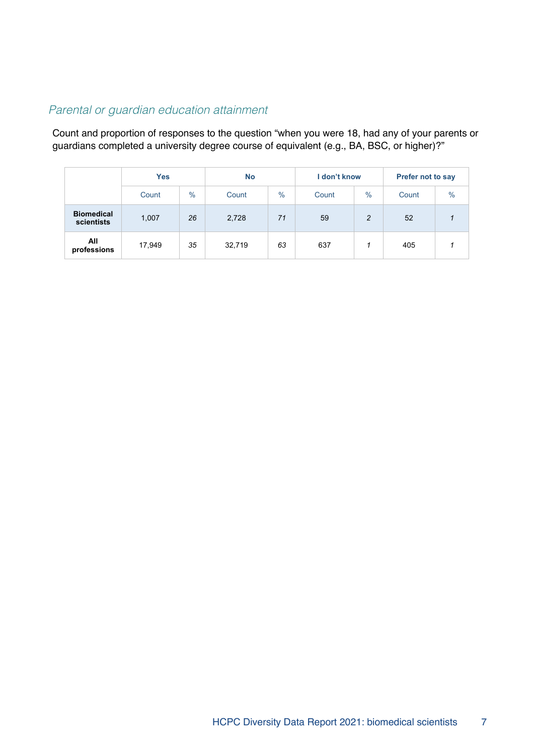### *Parental or guardian education attainment*

Count and proportion of responses to the question “when you were 18, had any of your parents or guardians completed a university degree course of equivalent (e.g., BA, BSC, or higher)?”

| | Yes | | No | | I don’t know | | Prefer not to say | |
|---|---|---|---|---|---|---|---|---|
| | Count | % | Count | % | Count | % | Count | % |
| **Biomedical scientists** | 1,007 | *26* | 2,728 | *71* | 59 | *2* | 52 | *1* |
| **All professions** | 17,949 | *35* | 32,719 | *63* | 637 | *1* | 405 | *1* |